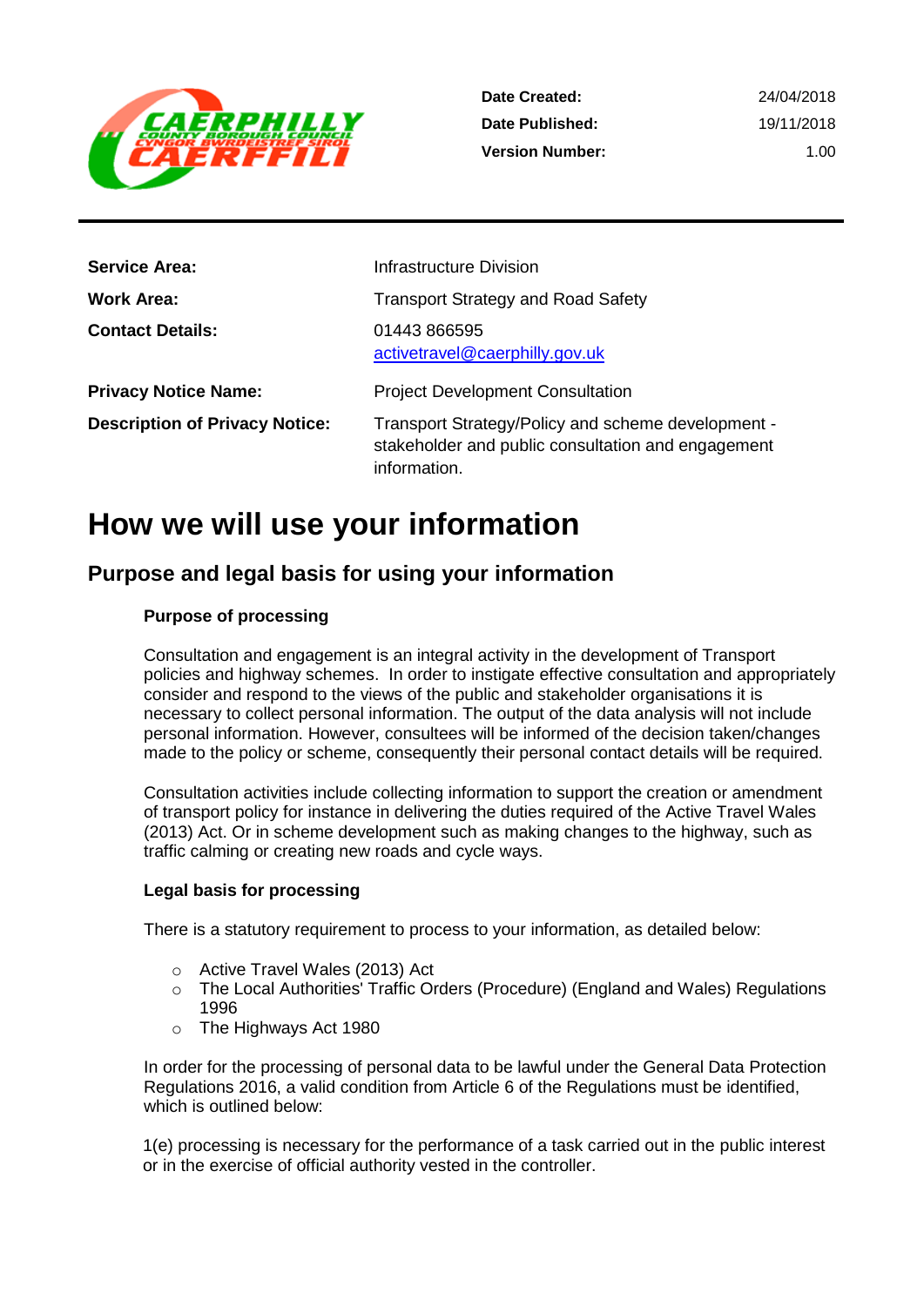| | |
|---|---|
| **Date Created:** | 24/04/2018 |
| **Date Published:** | 19/11/2018 |
| **Version Number:** | 1.00 |

| | |
|---|---|
| **Service Area:** | Infrastructure Division |
| **Work Area:** | Transport Strategy and Road Safety |
| **Contact Details:** | 01443 866595<br>activetravel@caerphilly.gov.uk |
| **Privacy Notice Name:** | Project Development Consultation |
| **Description of Privacy Notice:** | Transport Strategy/Policy and scheme development - stakeholder and public consultation and engagement information. |

# How we will use your information

## Purpose and legal basis for using your information

### Purpose of processing

Consultation and engagement is an integral activity in the development of Transport policies and highway schemes. In order to instigate effective consultation and appropriately consider and respond to the views of the public and stakeholder organisations it is necessary to collect personal information. The output of the data analysis will not include personal information. However, consultees will be informed of the decision taken/changes made to the policy or scheme, consequently their personal contact details will be required.

Consultation activities include collecting information to support the creation or amendment of transport policy for instance in delivering the duties required of the Active Travel Wales (2013) Act. Or in scheme development such as making changes to the highway, such as traffic calming or creating new roads and cycle ways.

### Legal basis for processing

There is a statutory requirement to process to your information, as detailed below:

- Active Travel Wales (2013) Act
- The Local Authorities' Traffic Orders (Procedure) (England and Wales) Regulations 1996
- The Highways Act 1980

In order for the processing of personal data to be lawful under the General Data Protection Regulations 2016, a valid condition from Article 6 of the Regulations must be identified, which is outlined below:

1(e) processing is necessary for the performance of a task carried out in the public interest or in the exercise of official authority vested in the controller.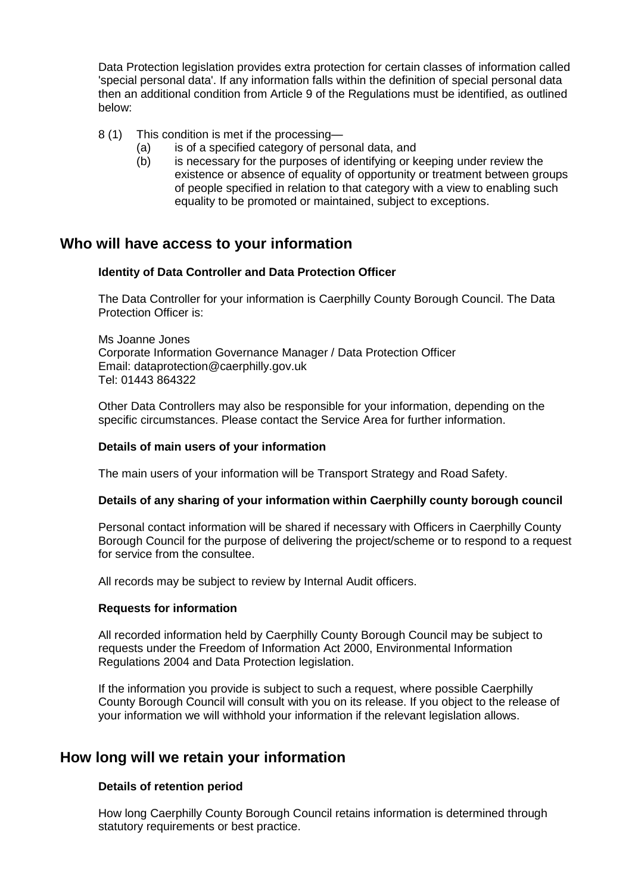Data Protection legislation provides extra protection for certain classes of information called 'special personal data'. If any information falls within the definition of special personal data then an additional condition from Article 9 of the Regulations must be identified, as outlined below:

8 (1) This condition is met if the processing—
- (a) is of a specified category of personal data, and
- (b) is necessary for the purposes of identifying or keeping under review the existence or absence of equality of opportunity or treatment between groups of people specified in relation to that category with a view to enabling such equality to be promoted or maintained, subject to exceptions.

## Who will have access to your information

**Identity of Data Controller and Data Protection Officer**

The Data Controller for your information is Caerphilly County Borough Council. The Data Protection Officer is:

Ms Joanne Jones
Corporate Information Governance Manager / Data Protection Officer
Email: dataprotection@caerphilly.gov.uk
Tel: 01443 864322

Other Data Controllers may also be responsible for your information, depending on the specific circumstances. Please contact the Service Area for further information.

**Details of main users of your information**

The main users of your information will be Transport Strategy and Road Safety.

**Details of any sharing of your information within Caerphilly county borough council**

Personal contact information will be shared if necessary with Officers in Caerphilly County Borough Council for the purpose of delivering the project/scheme or to respond to a request for service from the consultee.

All records may be subject to review by Internal Audit officers.

**Requests for information**

All recorded information held by Caerphilly County Borough Council may be subject to requests under the Freedom of Information Act 2000, Environmental Information Regulations 2004 and Data Protection legislation.

If the information you provide is subject to such a request, where possible Caerphilly County Borough Council will consult with you on its release. If you object to the release of your information we will withhold your information if the relevant legislation allows.

## How long will we retain your information

**Details of retention period**

How long Caerphilly County Borough Council retains information is determined through statutory requirements or best practice.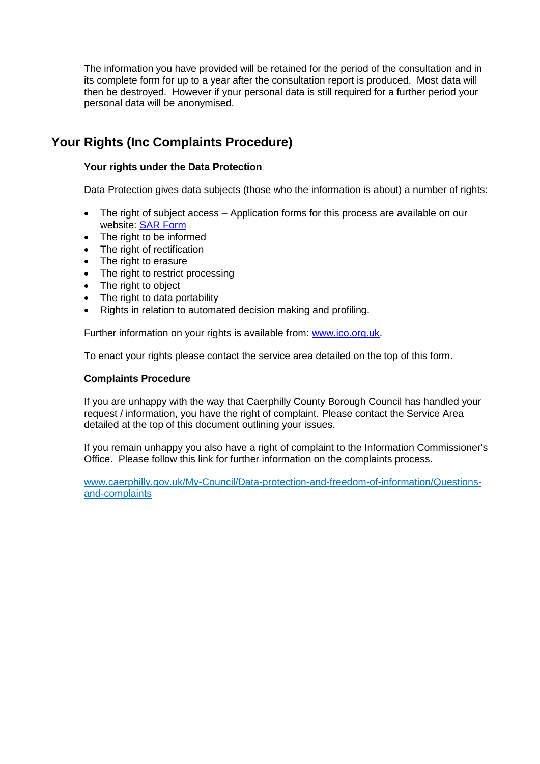The information you have provided will be retained for the period of the consultation and in its complete form for up to a year after the consultation report is produced. Most data will then be destroyed. However if your personal data is still required for a further period your personal data will be anonymised.

## Your Rights (Inc Complaints Procedure)

### Your rights under the Data Protection

Data Protection gives data subjects (those who the information is about) a number of rights:

- The right of subject access – Application forms for this process are available on our website: [SAR Form]
- The right to be informed
- The right of rectification
- The right to erasure
- The right to restrict processing
- The right to object
- The right to data portability
- Rights in relation to automated decision making and profiling.

Further information on your rights is available from: www.ico.org.uk.

To enact your rights please contact the service area detailed on the top of this form.

### Complaints Procedure

If you are unhappy with the way that Caerphilly County Borough Council has handled your request / information, you have the right of complaint. Please contact the Service Area detailed at the top of this document outlining your issues.

If you remain unhappy you also have a right of complaint to the Information Commissioner's Office. Please follow this link for further information on the complaints process.

www.caerphilly.gov.uk/My-Council/Data-protection-and-freedom-of-information/Questions-and-complaints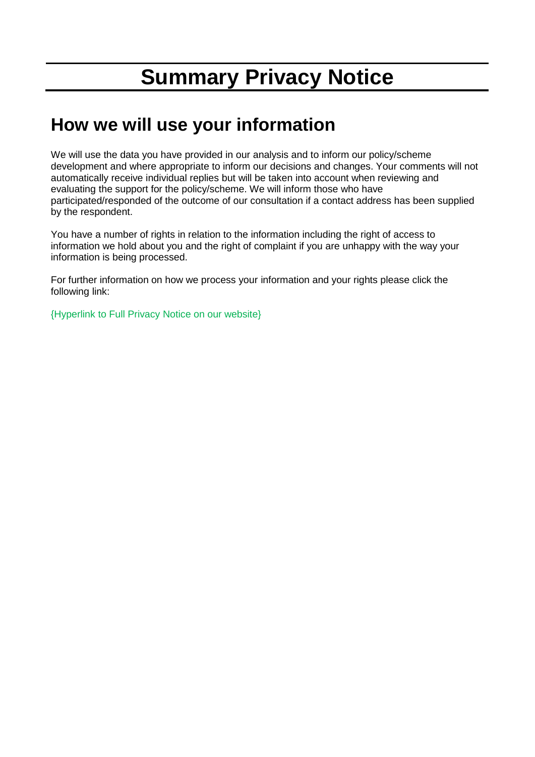# Summary Privacy Notice

## How we will use your information

We will use the data you have provided in our analysis and to inform our policy/scheme development and where appropriate to inform our decisions and changes. Your comments will not automatically receive individual replies but will be taken into account when reviewing and evaluating the support for the policy/scheme. We will inform those who have participated/responded of the outcome of our consultation if a contact address has been supplied by the respondent.

You have a number of rights in relation to the information including the right of access to information we hold about you and the right of complaint if you are unhappy with the way your information is being processed.

For further information on how we process your information and your rights please click the following link:

{Hyperlink to Full Privacy Notice on our website}